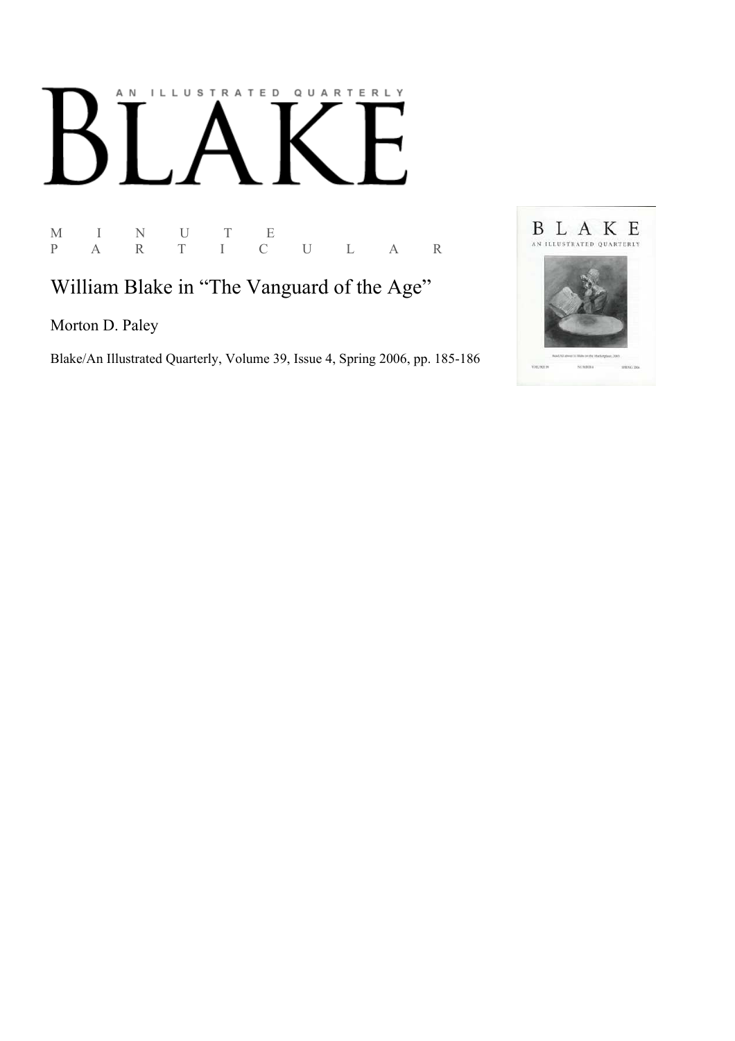AN ILLUSTRATED QUARTERLY

# BLAKE

M I N U T E
P A R T I C U L A R

## William Blake in "The Vanguard of the Age"

Morton D. Paley

Blake/An Illustrated Quarterly, Volume 39, Issue 4, Spring 2006, pp. 185-186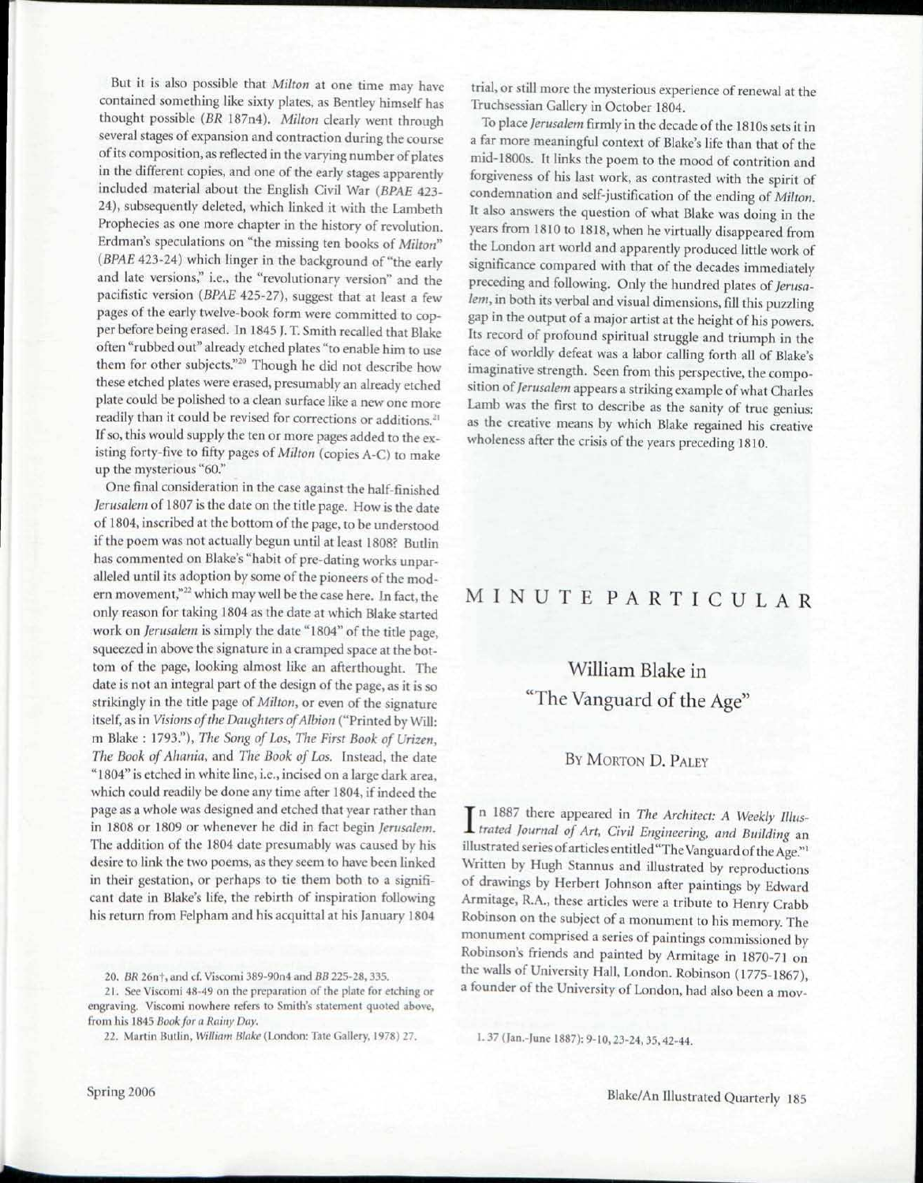But it is also possible that *Milton* at one time may have contained something like sixty plates, as Bentley himself has thought possible (*BR* 187n4). *Milton* clearly went through several stages of expansion and contraction during the course of its composition, as reflected in the varying number of plates in the different copies, and one of the early stages apparently included material about the English Civil War (*BPAE* 423-24), subsequently deleted, which linked it with the Lambeth Prophecies as one more chapter in the history of revolution. Erdman's speculations on "the missing ten books of *Milton*" (*BPAE* 423-24) which linger in the background of "the early and late versions," i.e., the "revolutionary version" and the pacifistic version (*BPAE* 425-27), suggest that at least a few pages of the early twelve-book form were committed to copper before being erased. In 1845 J. T. Smith recalled that Blake often "rubbed out" already etched plates "to enable him to use them for other subjects."[20] Though he did not describe how these etched plates were erased, presumably an already etched plate could be polished to a clean surface like a new one more readily than it could be revised for corrections or additions.[21] If so, this would supply the ten or more pages added to the existing forty-five to fifty pages of *Milton* (copies A-C) to make up the mysterious "60."

One final consideration in the case against the half-finished *Jerusalem* of 1807 is the date on the title page. How is the date of 1804, inscribed at the bottom of the page, to be understood if the poem was not actually begun until at least 1808? Butlin has commented on Blake's "habit of pre-dating works unparalleled until its adoption by some of the pioneers of the modern movement,"[22] which may well be the case here. In fact, the only reason for taking 1804 as the date at which Blake started work on *Jerusalem* is simply the date "1804" of the title page, squeezed in above the signature in a cramped space at the bottom of the page, looking almost like an afterthought. The date is not an integral part of the design of the page, as it is so strikingly in the title page of *Milton*, or even of the signature itself, as in *Visions of the Daughters of Albion* ("Printed by Will: m Blake : 1793."), *The Song of Los*, *The First Book of Urizen*, *The Book of Ahania*, and *The Book of Los*. Instead, the date "1804" is etched in white line, i.e., incised on a large dark area, which could readily be done any time after 1804, if indeed the page as a whole was designed and etched that year rather than in 1808 or 1809 or whenever he did in fact begin *Jerusalem*. The addition of the 1804 date presumably was caused by his desire to link the two poems, as they seem to have been linked in their gestation, or perhaps to tie them both to a significant date in Blake's life, the rebirth of inspiration following his return from Felpham and his acquittal at his January 1804 trial, or still more the mysterious experience of renewal at the Truchsessian Gallery in October 1804.

To place *Jerusalem* firmly in the decade of the 1810s sets it in a far more meaningful context of Blake's life than that of the mid-1800s. It links the poem to the mood of contrition and forgiveness of his last work, as contrasted with the spirit of condemnation and self-justification of the ending of *Milton*. It also answers the question of what Blake was doing in the years from 1810 to 1818, when he virtually disappeared from the London art world and apparently produced little work of significance compared with that of the decades immediately preceding and following. Only the hundred plates of *Jerusalem*, in both its verbal and visual dimensions, fill this puzzling gap in the output of a major artist at the height of his powers. Its record of profound spiritual struggle and triumph in the face of worldly defeat was a labor calling forth all of Blake's imaginative strength. Seen from this perspective, the composition of *Jerusalem* appears a striking example of what Charles Lamb was the first to describe as the sanity of true genius: as the creative means by which Blake regained his creative wholeness after the crisis of the years preceding 1810.

20. *BR* 26n†, and cf. Viscomi 389-90n4 and *BB* 225-28, 335.

21. See Viscomi 48-49 on the preparation of the plate for etching or engraving. Viscomi nowhere refers to Smith's statement quoted above, from his 1845 *Book for a Rainy Day*.

22. Martin Butlin, *William Blake* (London: Tate Gallery, 1978) 27.

# MINUTE PARTICULAR

## William Blake in "The Vanguard of the Age"

### By Morton D. Paley

In 1887 there appeared in *The Architect: A Weekly Illustrated Journal of Art, Civil Engineering, and Building* an illustrated series of articles entitled "The Vanguard of the Age."[1] Written by Hugh Stannus and illustrated by reproductions of drawings by Herbert Johnson after paintings by Edward Armitage, R.A., these articles were a tribute to Henry Crabb Robinson on the subject of a monument to his memory. The monument comprised a series of paintings commissioned by Robinson's friends and painted by Armitage in 1870-71 on the walls of University Hall, London. Robinson (1775-1867), a founder of the University of London, had also been a mov-

1. 37 (Jan.-June 1887): 9-10, 23-24, 35, 42-44.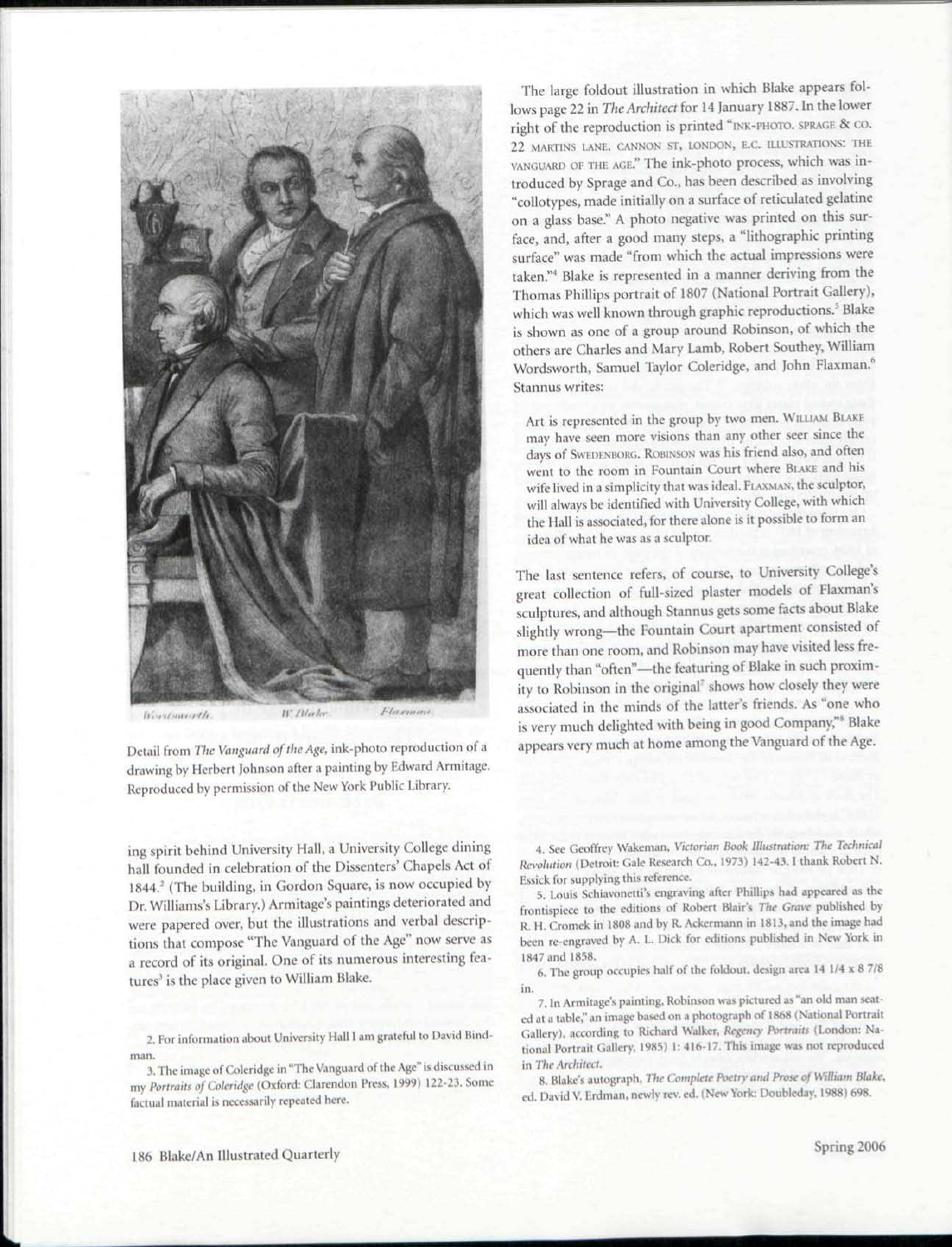Wordsworth. W. Blake. Flaxman.

Detail from *The Vanguard of the Age*, ink-photo reproduction of a drawing by Herbert Johnson after a painting by Edward Armitage. Reproduced by permission of the New York Public Library.

ing spirit behind University Hall, a University College dining hall founded in celebration of the Dissenters' Chapels Act of 1844.[2] (The building, in Gordon Square, is now occupied by Dr. Williams's Library.) Armitage's paintings deteriorated and were papered over, but the illustrations and verbal descriptions that compose "The Vanguard of the Age" now serve as a record of its original. One of its numerous interesting features[3] is the place given to William Blake.

The large foldout illustration in which Blake appears follows page 22 in *The Architect* for 14 January 1887. In the lower right of the reproduction is printed "INK-PHOTO. SPRAGE & CO. 22 MARTINS LANE. CANNON ST, LONDON, E.C. ILLUSTRATIONS: THE VANGUARD OF THE AGE." The ink-photo process, which was introduced by Sprage and Co., has been described as involving "collotypes, made initially on a surface of reticulated gelatine on a glass base." A photo negative was printed on this surface, and, after a good many steps, a "lithographic printing surface" was made "from which the actual impressions were taken."[4] Blake is represented in a manner deriving from the Thomas Phillips portrait of 1807 (National Portrait Gallery), which was well known through graphic reproductions.[5] Blake is shown as one of a group around Robinson, of which the others are Charles and Mary Lamb, Robert Southey, William Wordsworth, Samuel Taylor Coleridge, and John Flaxman.[6] Stannus writes:

> Art is represented in the group by two men. WILLIAM BLAKE may have seen more visions than any other seer since the days of SWEDENBORG. ROBINSON was his friend also, and often went to the room in Fountain Court where BLAKE and his wife lived in a simplicity that was ideal. FLAXMAN, the sculptor, will always be identified with University College, with which the Hall is associated, for there alone is it possible to form an idea of what he was as a sculptor.

The last sentence refers, of course, to University College's great collection of full-sized plaster models of Flaxman's sculptures, and although Stannus gets some facts about Blake slightly wrong—the Fountain Court apartment consisted of more than one room, and Robinson may have visited less frequently than "often"—the featuring of Blake in such proximity to Robinson in the original[7] shows how closely they were associated in the minds of the latter's friends. As "one who is very much delighted with being in good Company,"[8] Blake appears very much at home among the Vanguard of the Age.

2. For information about University Hall I am grateful to David Bindman.

3. The image of Coleridge in "The Vanguard of the Age" is discussed in my *Portraits of Coleridge* (Oxford: Clarendon Press, 1999) 122-23. Some factual material is necessarily repeated here.

4. See Geoffrey Wakeman, *Victorian Book Illustration: The Technical Revolution* (Detroit: Gale Research Co., 1973) 142-43. I thank Robert N. Essick for supplying this reference.

5. Louis Schiavonetti's engraving after Phillips had appeared as the frontispiece to the editions of Robert Blair's *The Grave* published by R. H. Cromek in 1808 and by R. Ackermann in 1813, and the image had been re-engraved by A. L. Dick for editions published in New York in 1847 and 1858.

6. The group occupies half of the foldout, design area 14 1/4 x 8 7/8 in.

7. In Armitage's painting, Robinson was pictured as "an old man seated at a table," an image based on a photograph of 1868 (National Portrait Gallery), according to Richard Walker, *Regency Portraits* (London: National Portrait Gallery, 1985) 1: 416-17. This image was not reproduced in *The Architect*.

8. Blake's autograph, *The Complete Poetry and Prose of William Blake*, ed. David V. Erdman, newly rev. ed. (New York: Doubleday, 1988) 698.